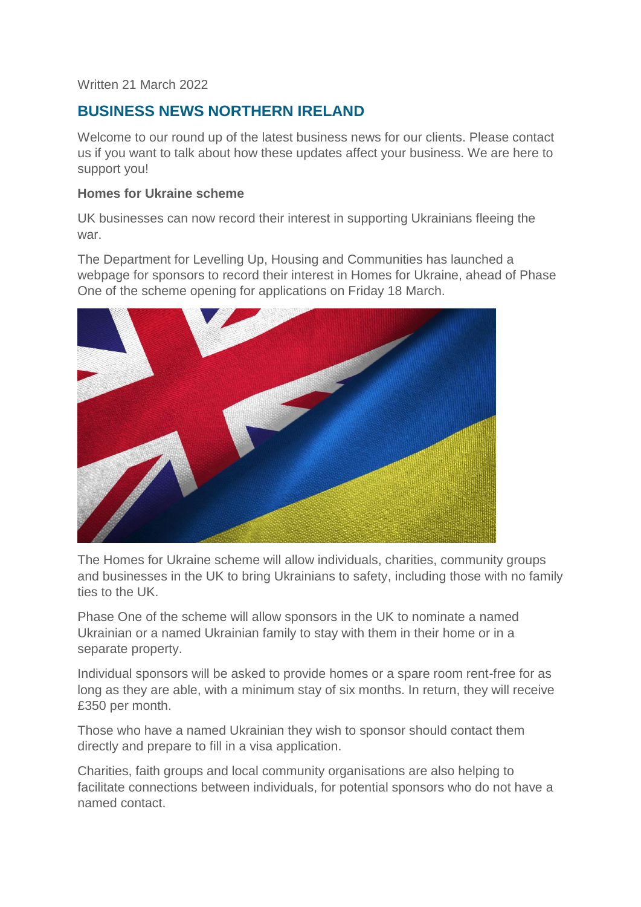Written 21 March 2022

## BUSINESS NEWS NORTHERN IRELAND

Welcome to our round up of the latest business news for our clients. Please contact us if you want to talk about how these updates affect your business. We are here to support you!

**Homes for Ukraine scheme**

UK businesses can now record their interest in supporting Ukrainians fleeing the war.

The Department for Levelling Up, Housing and Communities has launched a webpage for sponsors to record their interest in Homes for Ukraine, ahead of Phase One of the scheme opening for applications on Friday 18 March.

The Homes for Ukraine scheme will allow individuals, charities, community groups and businesses in the UK to bring Ukrainians to safety, including those with no family ties to the UK.

Phase One of the scheme will allow sponsors in the UK to nominate a named Ukrainian or a named Ukrainian family to stay with them in their home or in a separate property.

Individual sponsors will be asked to provide homes or a spare room rent-free for as long as they are able, with a minimum stay of six months. In return, they will receive £350 per month.

Those who have a named Ukrainian they wish to sponsor should contact them directly and prepare to fill in a visa application.

Charities, faith groups and local community organisations are also helping to facilitate connections between individuals, for potential sponsors who do not have a named contact.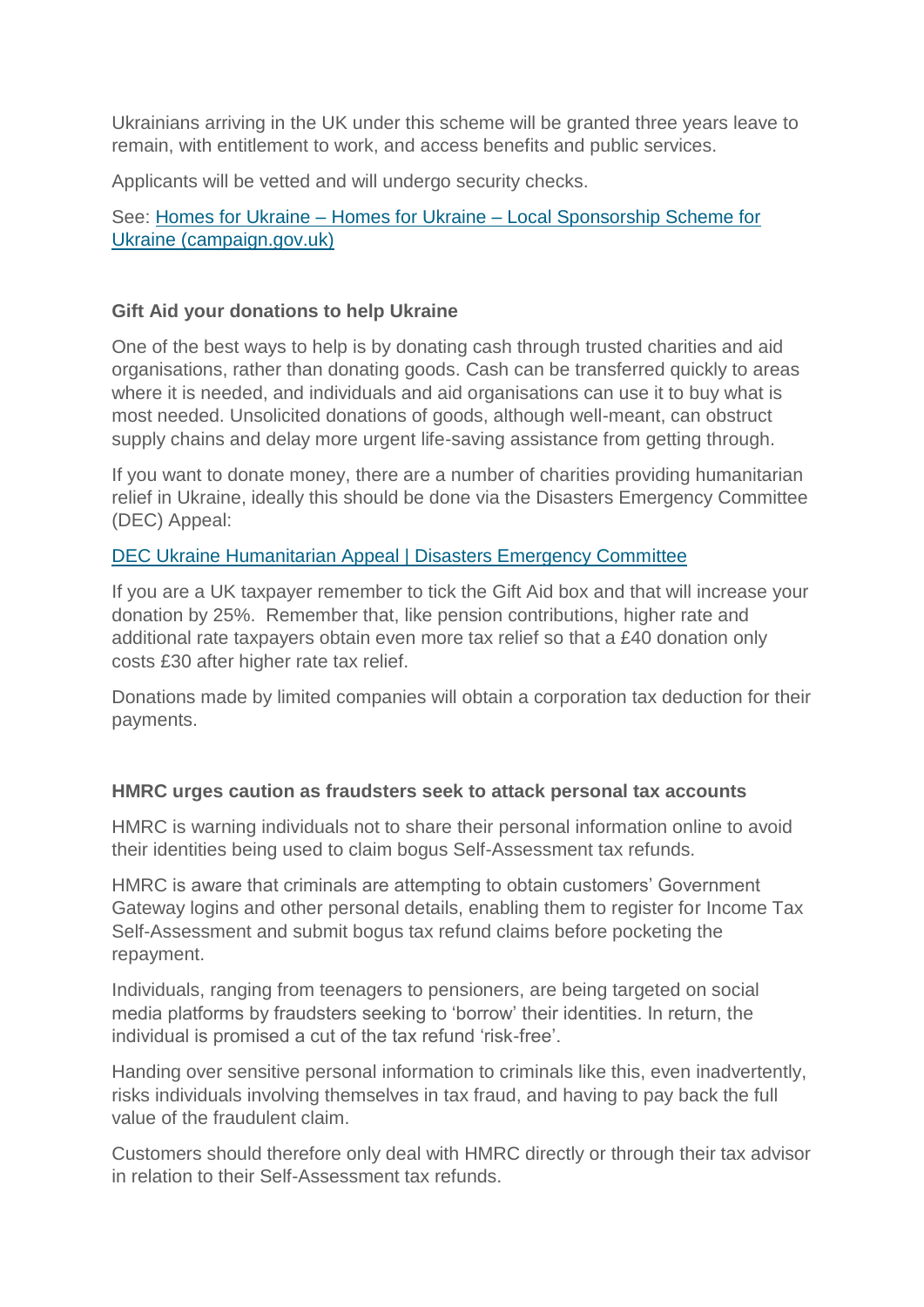Ukrainians arriving in the UK under this scheme will be granted three years leave to remain, with entitlement to work, and access benefits and public services.

Applicants will be vetted and will undergo security checks.

See: [Homes for Ukraine – Homes for Ukraine – Local Sponsorship Scheme for Ukraine (campaign.gov.uk)]

### Gift Aid your donations to help Ukraine

One of the best ways to help is by donating cash through trusted charities and aid organisations, rather than donating goods. Cash can be transferred quickly to areas where it is needed, and individuals and aid organisations can use it to buy what is most needed. Unsolicited donations of goods, although well-meant, can obstruct supply chains and delay more urgent life-saving assistance from getting through.

If you want to donate money, there are a number of charities providing humanitarian relief in Ukraine, ideally this should be done via the Disasters Emergency Committee (DEC) Appeal:

[DEC Ukraine Humanitarian Appeal | Disasters Emergency Committee]

If you are a UK taxpayer remember to tick the Gift Aid box and that will increase your donation by 25%. Remember that, like pension contributions, higher rate and additional rate taxpayers obtain even more tax relief so that a £40 donation only costs £30 after higher rate tax relief.

Donations made by limited companies will obtain a corporation tax deduction for their payments.

### HMRC urges caution as fraudsters seek to attack personal tax accounts

HMRC is warning individuals not to share their personal information online to avoid their identities being used to claim bogus Self-Assessment tax refunds.

HMRC is aware that criminals are attempting to obtain customers' Government Gateway logins and other personal details, enabling them to register for Income Tax Self-Assessment and submit bogus tax refund claims before pocketing the repayment.

Individuals, ranging from teenagers to pensioners, are being targeted on social media platforms by fraudsters seeking to 'borrow' their identities. In return, the individual is promised a cut of the tax refund 'risk-free'.

Handing over sensitive personal information to criminals like this, even inadvertently, risks individuals involving themselves in tax fraud, and having to pay back the full value of the fraudulent claim.

Customers should therefore only deal with HMRC directly or through their tax advisor in relation to their Self-Assessment tax refunds.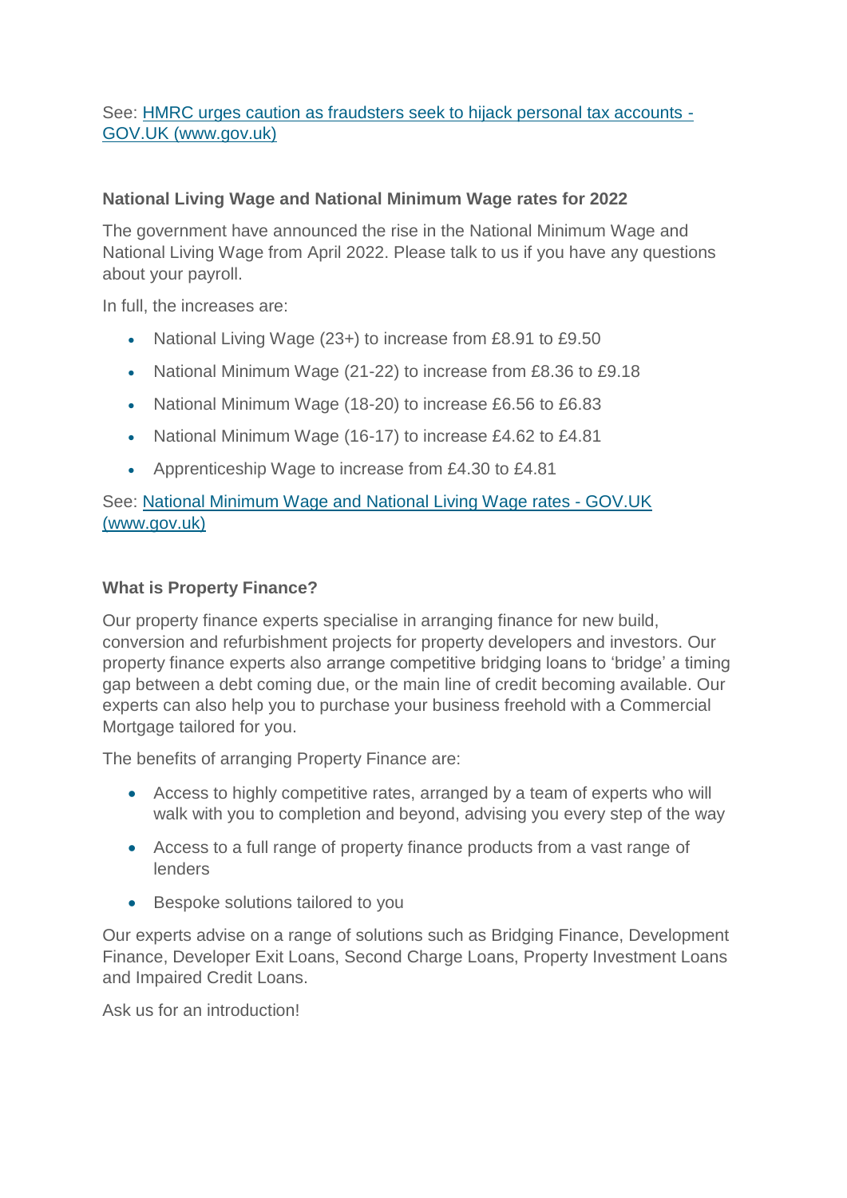See: [HMRC urges caution as fraudsters seek to hijack personal tax accounts - GOV.UK (www.gov.uk)]()

**National Living Wage and National Minimum Wage rates for 2022**

The government have announced the rise in the National Minimum Wage and National Living Wage from April 2022. Please talk to us if you have any questions about your payroll.

In full, the increases are:

- National Living Wage (23+) to increase from £8.91 to £9.50
- National Minimum Wage (21-22) to increase from £8.36 to £9.18
- National Minimum Wage (18-20) to increase £6.56 to £6.83
- National Minimum Wage (16-17) to increase £4.62 to £4.81
- Apprenticeship Wage to increase from £4.30 to £4.81

See: [National Minimum Wage and National Living Wage rates - GOV.UK (www.gov.uk)]()

**What is Property Finance?**

Our property finance experts specialise in arranging finance for new build, conversion and refurbishment projects for property developers and investors. Our property finance experts also arrange competitive bridging loans to 'bridge' a timing gap between a debt coming due, or the main line of credit becoming available. Our experts can also help you to purchase your business freehold with a Commercial Mortgage tailored for you.

The benefits of arranging Property Finance are:

- Access to highly competitive rates, arranged by a team of experts who will walk with you to completion and beyond, advising you every step of the way
- Access to a full range of property finance products from a vast range of lenders
- Bespoke solutions tailored to you

Our experts advise on a range of solutions such as Bridging Finance, Development Finance, Developer Exit Loans, Second Charge Loans, Property Investment Loans and Impaired Credit Loans.

Ask us for an introduction!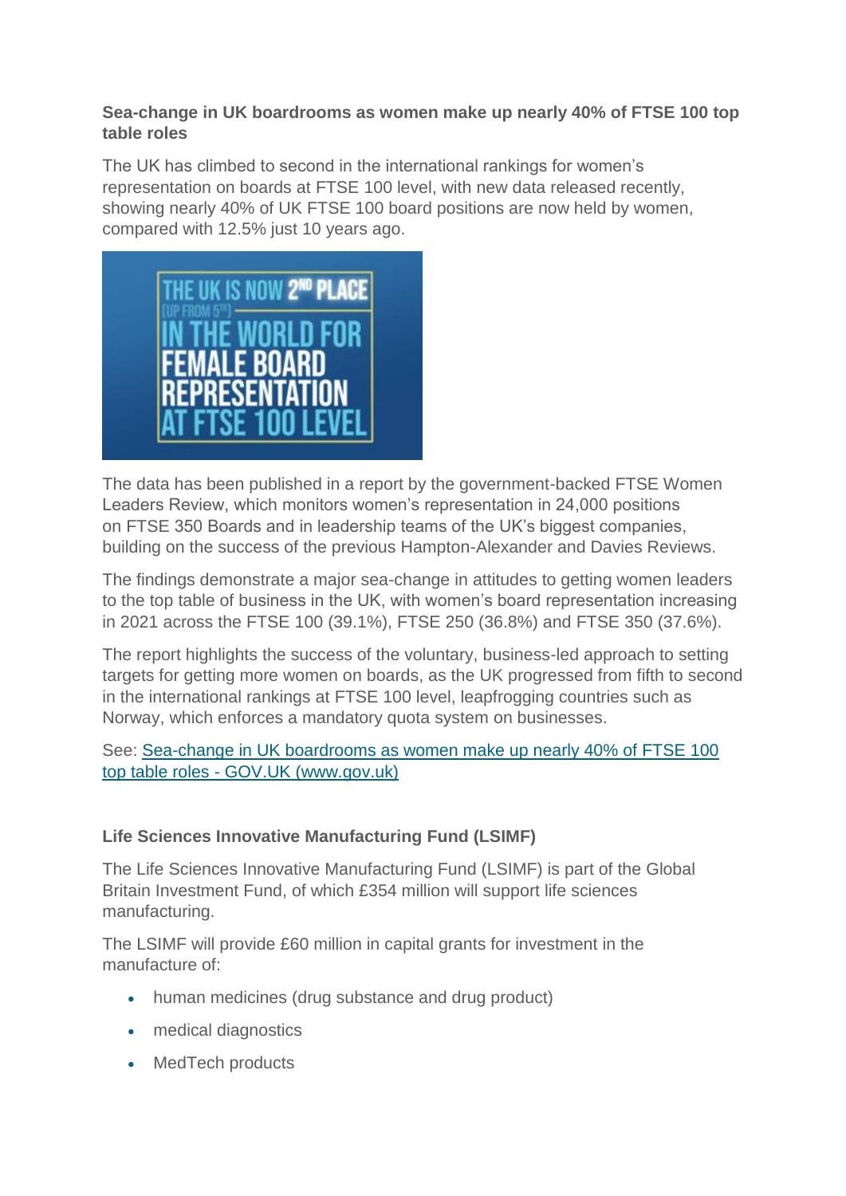**Sea-change in UK boardrooms as women make up nearly 40% of FTSE 100 top table roles**

The UK has climbed to second in the international rankings for women's representation on boards at FTSE 100 level, with new data released recently, showing nearly 40% of UK FTSE 100 board positions are now held by women, compared with 12.5% just 10 years ago.

THE UK IS NOW 2ND PLACE (UP FROM 5TH) IN THE WORLD FOR FEMALE BOARD REPRESENTATION AT FTSE 100 LEVEL

The data has been published in a report by the government-backed FTSE Women Leaders Review, which monitors women's representation in 24,000 positions on FTSE 350 Boards and in leadership teams of the UK's biggest companies, building on the success of the previous Hampton-Alexander and Davies Reviews.

The findings demonstrate a major sea-change in attitudes to getting women leaders to the top table of business in the UK, with women's board representation increasing in 2021 across the FTSE 100 (39.1%), FTSE 250 (36.8%) and FTSE 350 (37.6%).

The report highlights the success of the voluntary, business-led approach to setting targets for getting more women on boards, as the UK progressed from fifth to second in the international rankings at FTSE 100 level, leapfrogging countries such as Norway, which enforces a mandatory quota system on businesses.

See: [Sea-change in UK boardrooms as women make up nearly 40% of FTSE 100 top table roles - GOV.UK (www.gov.uk)](www.gov.uk)

**Life Sciences Innovative Manufacturing Fund (LSIMF)**

The Life Sciences Innovative Manufacturing Fund (LSIMF) is part of the Global Britain Investment Fund, of which £354 million will support life sciences manufacturing.

The LSIMF will provide £60 million in capital grants for investment in the manufacture of:

- human medicines (drug substance and drug product)
- medical diagnostics
- MedTech products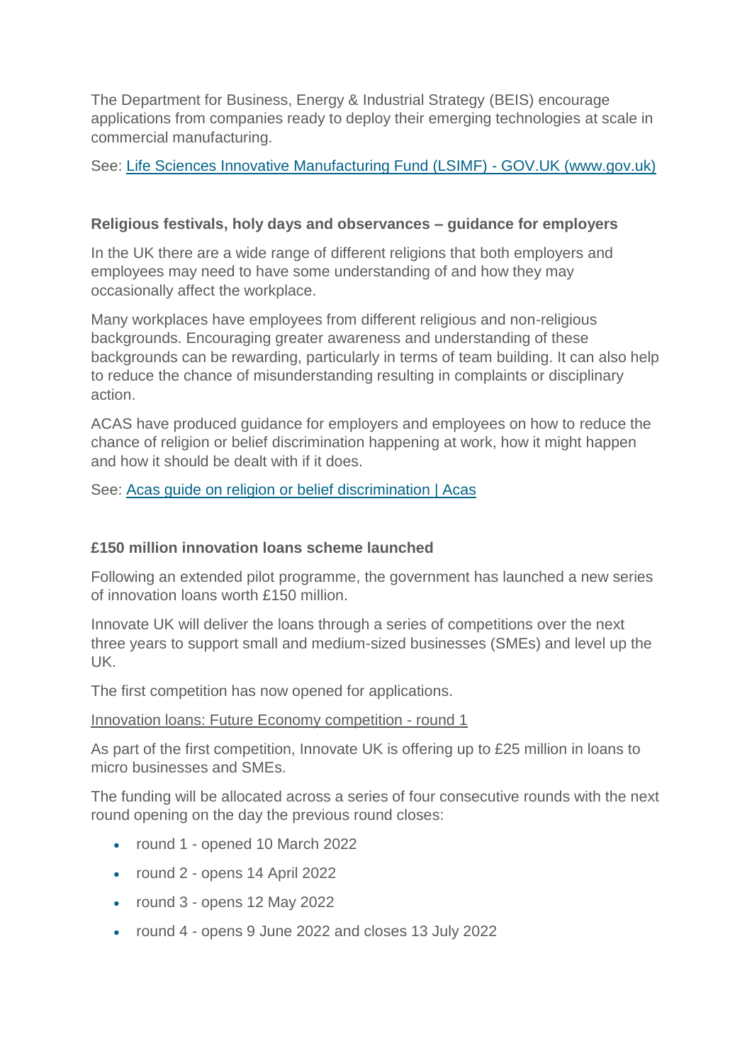The Department for Business, Energy & Industrial Strategy (BEIS) encourage applications from companies ready to deploy their emerging technologies at scale in commercial manufacturing.

See: [Life Sciences Innovative Manufacturing Fund (LSIMF) - GOV.UK (www.gov.uk)]()

**Religious festivals, holy days and observances – guidance for employers**

In the UK there are a wide range of different religions that both employers and employees may need to have some understanding of and how they may occasionally affect the workplace.

Many workplaces have employees from different religious and non-religious backgrounds. Encouraging greater awareness and understanding of these backgrounds can be rewarding, particularly in terms of team building. It can also help to reduce the chance of misunderstanding resulting in complaints or disciplinary action.

ACAS have produced guidance for employers and employees on how to reduce the chance of religion or belief discrimination happening at work, how it might happen and how it should be dealt with if it does.

See: [Acas guide on religion or belief discrimination | Acas]()

**£150 million innovation loans scheme launched**

Following an extended pilot programme, the government has launched a new series of innovation loans worth £150 million.

Innovate UK will deliver the loans through a series of competitions over the next three years to support small and medium-sized businesses (SMEs) and level up the UK.

The first competition has now opened for applications.

[Innovation loans: Future Economy competition - round 1]()

As part of the first competition, Innovate UK is offering up to £25 million in loans to micro businesses and SMEs.

The funding will be allocated across a series of four consecutive rounds with the next round opening on the day the previous round closes:

- round 1 - opened 10 March 2022
- round 2 - opens 14 April 2022
- round 3 - opens 12 May 2022
- round 4 - opens 9 June 2022 and closes 13 July 2022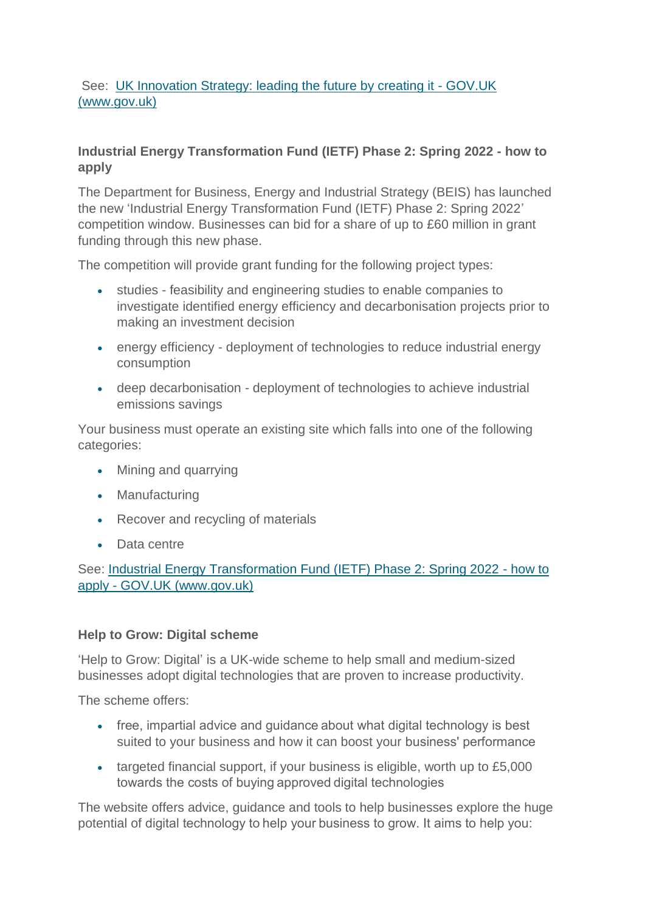See: [UK Innovation Strategy: leading the future by creating it - GOV.UK (www.gov.uk)]

**Industrial Energy Transformation Fund (IETF) Phase 2: Spring 2022 - how to apply**

The Department for Business, Energy and Industrial Strategy (BEIS) has launched the new 'Industrial Energy Transformation Fund (IETF) Phase 2: Spring 2022' competition window. Businesses can bid for a share of up to £60 million in grant funding through this new phase.

The competition will provide grant funding for the following project types:

- studies - feasibility and engineering studies to enable companies to investigate identified energy efficiency and decarbonisation projects prior to making an investment decision
- energy efficiency - deployment of technologies to reduce industrial energy consumption
- deep decarbonisation - deployment of technologies to achieve industrial emissions savings

Your business must operate an existing site which falls into one of the following categories:

- Mining and quarrying
- Manufacturing
- Recover and recycling of materials
- Data centre

See: [Industrial Energy Transformation Fund (IETF) Phase 2: Spring 2022 - how to apply - GOV.UK (www.gov.uk)]

**Help to Grow: Digital scheme**

'Help to Grow: Digital' is a UK-wide scheme to help small and medium-sized businesses adopt digital technologies that are proven to increase productivity.

The scheme offers:

- free, impartial advice and guidance about what digital technology is best suited to your business and how it can boost your business' performance
- targeted financial support, if your business is eligible, worth up to £5,000 towards the costs of buying approved digital technologies

The website offers advice, guidance and tools to help businesses explore the huge potential of digital technology to help your business to grow. It aims to help you: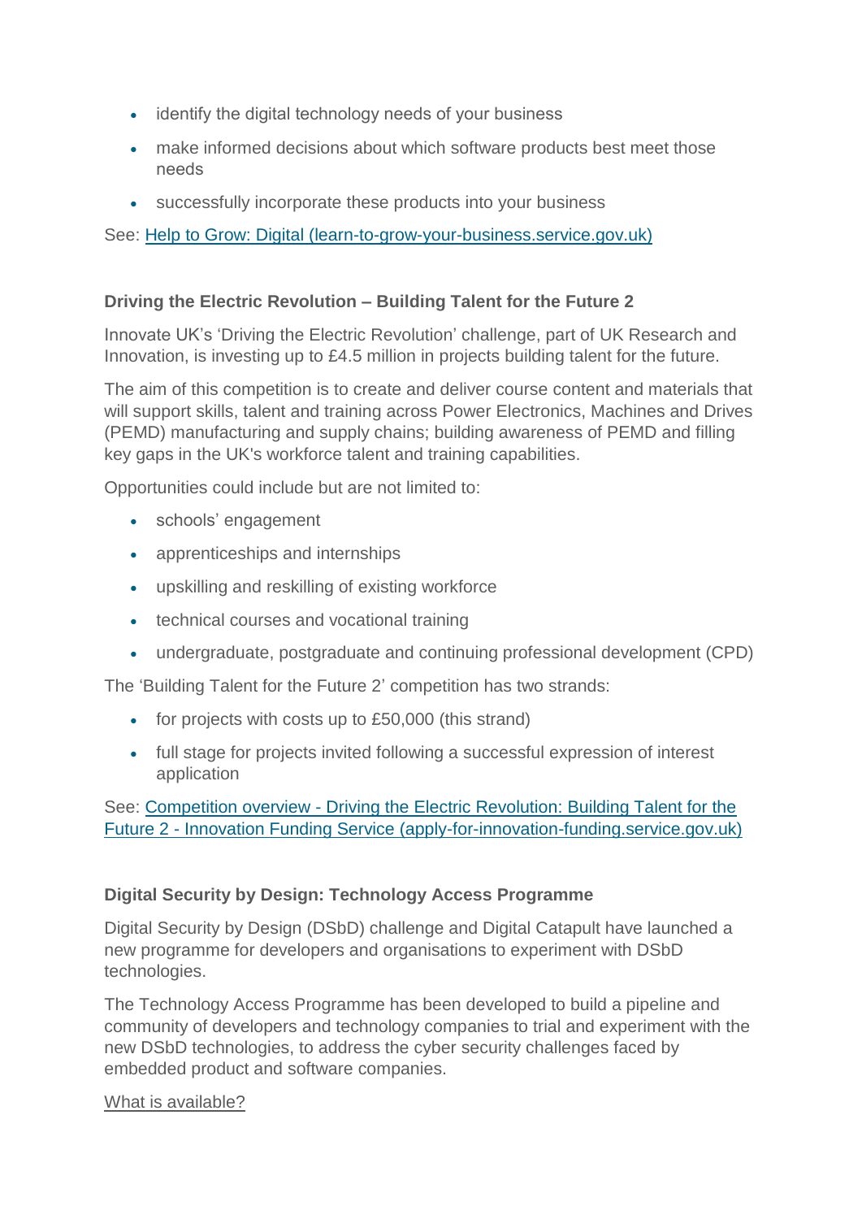- identify the digital technology needs of your business
- make informed decisions about which software products best meet those needs
- successfully incorporate these products into your business

See: [Help to Grow: Digital (learn-to-grow-your-business.service.gov.uk)]()

**Driving the Electric Revolution – Building Talent for the Future 2**

Innovate UK's 'Driving the Electric Revolution' challenge, part of UK Research and Innovation, is investing up to £4.5 million in projects building talent for the future.

The aim of this competition is to create and deliver course content and materials that will support skills, talent and training across Power Electronics, Machines and Drives (PEMD) manufacturing and supply chains; building awareness of PEMD and filling key gaps in the UK's workforce talent and training capabilities.

Opportunities could include but are not limited to:

- schools' engagement
- apprenticeships and internships
- upskilling and reskilling of existing workforce
- technical courses and vocational training
- undergraduate, postgraduate and continuing professional development (CPD)

The 'Building Talent for the Future 2' competition has two strands:

- for projects with costs up to £50,000 (this strand)
- full stage for projects invited following a successful expression of interest application

See: [Competition overview - Driving the Electric Revolution: Building Talent for the Future 2 - Innovation Funding Service (apply-for-innovation-funding.service.gov.uk)]()

**Digital Security by Design: Technology Access Programme**

Digital Security by Design (DSbD) challenge and Digital Catapult have launched a new programme for developers and organisations to experiment with DSbD technologies.

The Technology Access Programme has been developed to build a pipeline and community of developers and technology companies to trial and experiment with the new DSbD technologies, to address the cyber security challenges faced by embedded product and software companies.

What is available?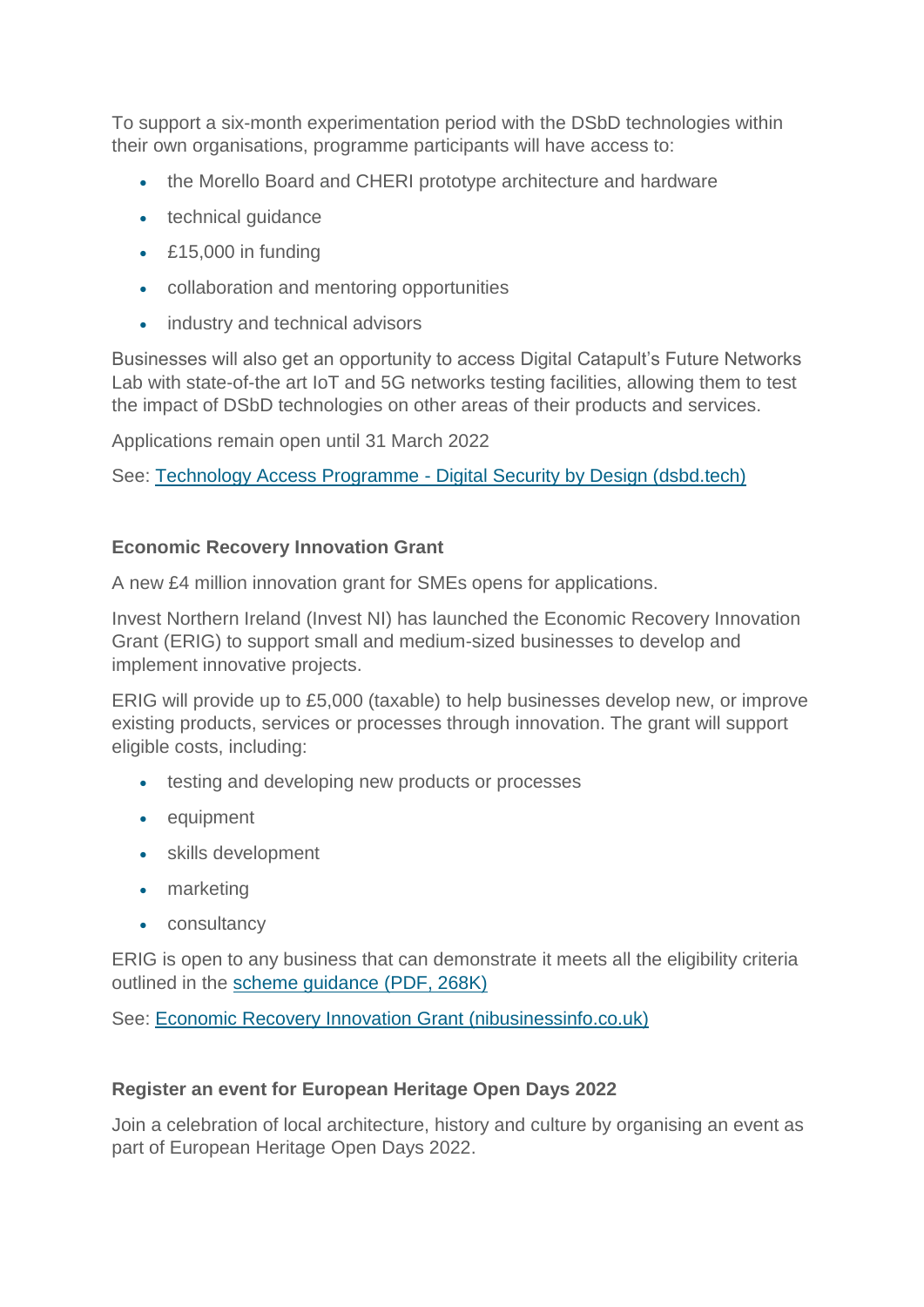To support a six-month experimentation period with the DSbD technologies within their own organisations, programme participants will have access to:

- the Morello Board and CHERI prototype architecture and hardware
- technical guidance
- £15,000 in funding
- collaboration and mentoring opportunities
- industry and technical advisors

Businesses will also get an opportunity to access Digital Catapult's Future Networks Lab with state-of-the art IoT and 5G networks testing facilities, allowing them to test the impact of DSbD technologies on other areas of their products and services.

Applications remain open until 31 March 2022

See: [Technology Access Programme - Digital Security by Design (dsbd.tech)]()

**Economic Recovery Innovation Grant**

A new £4 million innovation grant for SMEs opens for applications.

Invest Northern Ireland (Invest NI) has launched the Economic Recovery Innovation Grant (ERIG) to support small and medium-sized businesses to develop and implement innovative projects.

ERIG will provide up to £5,000 (taxable) to help businesses develop new, or improve existing products, services or processes through innovation. The grant will support eligible costs, including:

- testing and developing new products or processes
- equipment
- skills development
- marketing
- consultancy

ERIG is open to any business that can demonstrate it meets all the eligibility criteria outlined in the [scheme guidance (PDF, 268K)]()

See: [Economic Recovery Innovation Grant (nibusinessinfo.co.uk)]()

**Register an event for European Heritage Open Days 2022**

Join a celebration of local architecture, history and culture by organising an event as part of European Heritage Open Days 2022.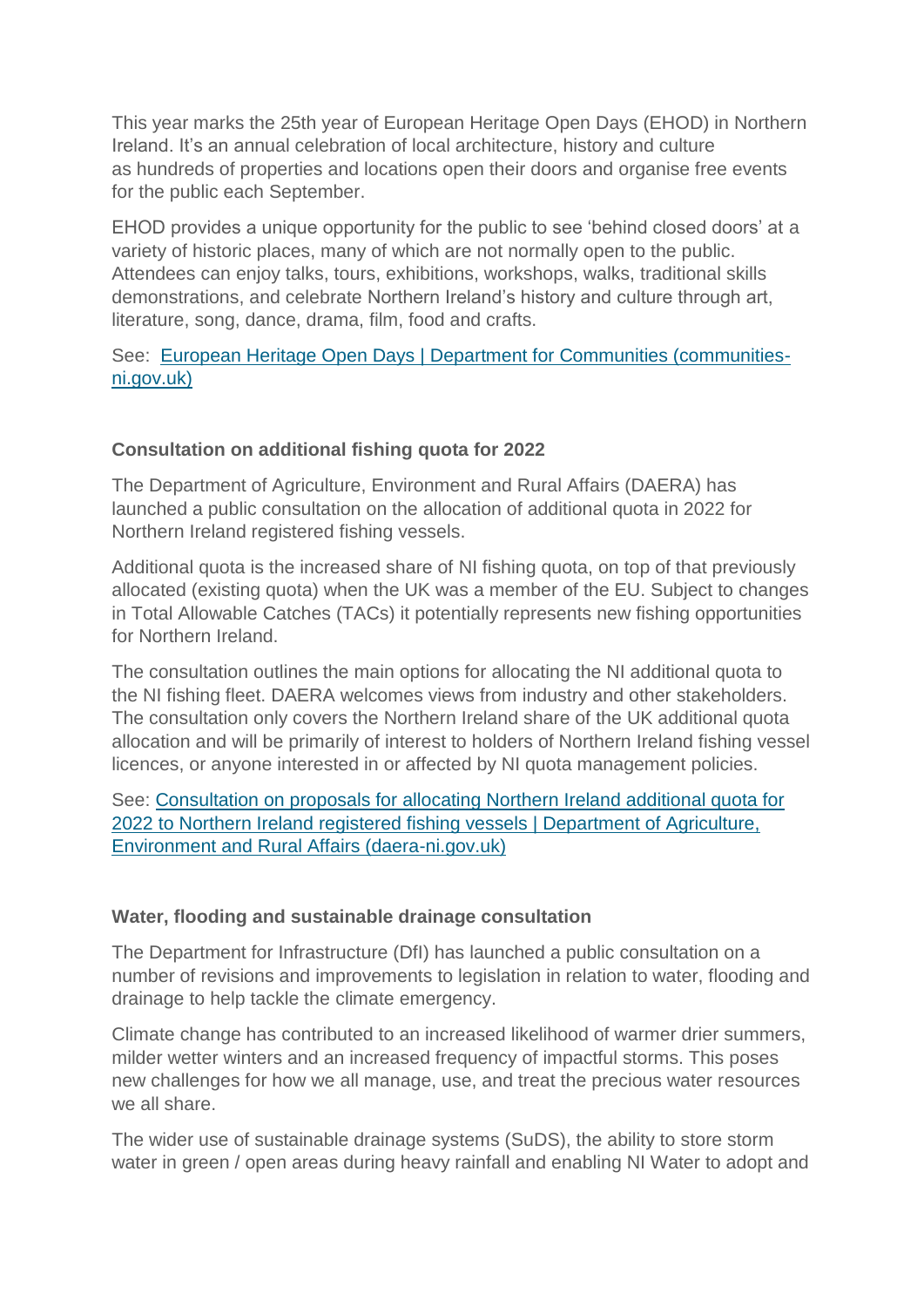This year marks the 25th year of European Heritage Open Days (EHOD) in Northern Ireland. It's an annual celebration of local architecture, history and culture as hundreds of properties and locations open their doors and organise free events for the public each September.

EHOD provides a unique opportunity for the public to see 'behind closed doors' at a variety of historic places, many of which are not normally open to the public. Attendees can enjoy talks, tours, exhibitions, workshops, walks, traditional skills demonstrations, and celebrate Northern Ireland's history and culture through art, literature, song, dance, drama, film, food and crafts.

See: European Heritage Open Days | Department for Communities (communities-ni.gov.uk)

**Consultation on additional fishing quota for 2022**

The Department of Agriculture, Environment and Rural Affairs (DAERA) has launched a public consultation on the allocation of additional quota in 2022 for Northern Ireland registered fishing vessels.

Additional quota is the increased share of NI fishing quota, on top of that previously allocated (existing quota) when the UK was a member of the EU. Subject to changes in Total Allowable Catches (TACs) it potentially represents new fishing opportunities for Northern Ireland.

The consultation outlines the main options for allocating the NI additional quota to the NI fishing fleet. DAERA welcomes views from industry and other stakeholders. The consultation only covers the Northern Ireland share of the UK additional quota allocation and will be primarily of interest to holders of Northern Ireland fishing vessel licences, or anyone interested in or affected by NI quota management policies.

See: Consultation on proposals for allocating Northern Ireland additional quota for 2022 to Northern Ireland registered fishing vessels | Department of Agriculture, Environment and Rural Affairs (daera-ni.gov.uk)

**Water, flooding and sustainable drainage consultation**

The Department for Infrastructure (DfI) has launched a public consultation on a number of revisions and improvements to legislation in relation to water, flooding and drainage to help tackle the climate emergency.

Climate change has contributed to an increased likelihood of warmer drier summers, milder wetter winters and an increased frequency of impactful storms. This poses new challenges for how we all manage, use, and treat the precious water resources we all share.

The wider use of sustainable drainage systems (SuDS), the ability to store storm water in green / open areas during heavy rainfall and enabling NI Water to adopt and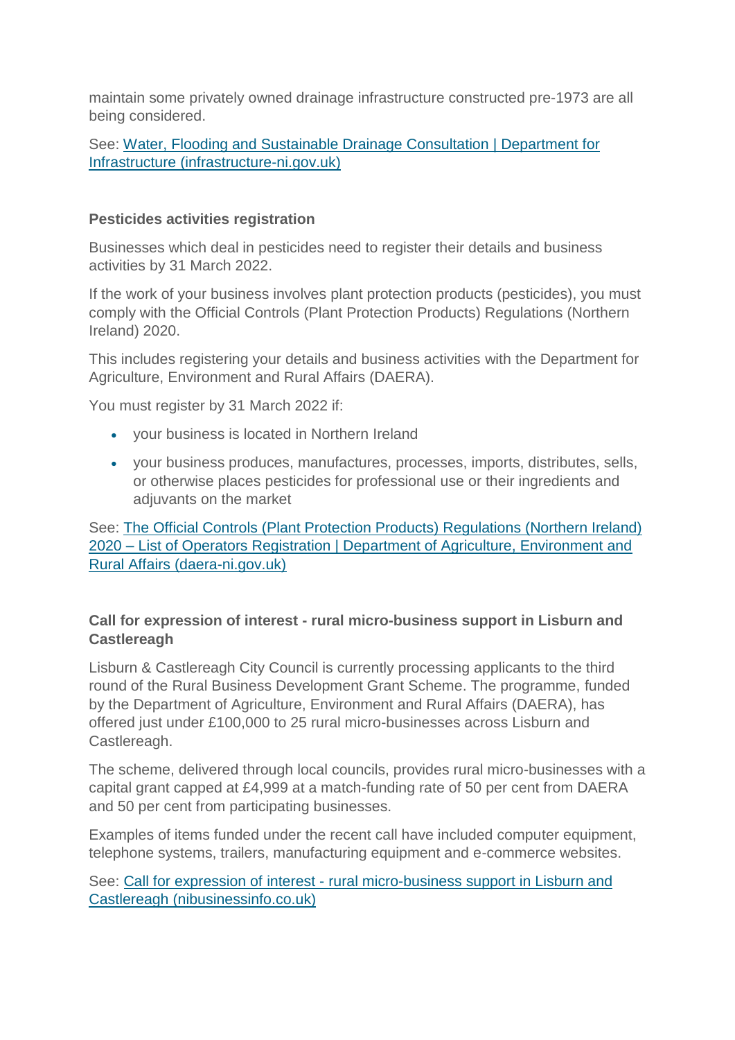maintain some privately owned drainage infrastructure constructed pre-1973 are all being considered.

See: [Water, Flooding and Sustainable Drainage Consultation | Department for Infrastructure (infrastructure-ni.gov.uk)]

### Pesticides activities registration

Businesses which deal in pesticides need to register their details and business activities by 31 March 2022.

If the work of your business involves plant protection products (pesticides), you must comply with the Official Controls (Plant Protection Products) Regulations (Northern Ireland) 2020.

This includes registering your details and business activities with the Department for Agriculture, Environment and Rural Affairs (DAERA).

You must register by 31 March 2022 if:

- your business is located in Northern Ireland
- your business produces, manufactures, processes, imports, distributes, sells, or otherwise places pesticides for professional use or their ingredients and adjuvants on the market

See: [The Official Controls (Plant Protection Products) Regulations (Northern Ireland) 2020 – List of Operators Registration | Department of Agriculture, Environment and Rural Affairs (daera-ni.gov.uk)]

### Call for expression of interest - rural micro-business support in Lisburn and Castlereagh

Lisburn & Castlereagh City Council is currently processing applicants to the third round of the Rural Business Development Grant Scheme. The programme, funded by the Department of Agriculture, Environment and Rural Affairs (DAERA), has offered just under £100,000 to 25 rural micro-businesses across Lisburn and Castlereagh.

The scheme, delivered through local councils, provides rural micro-businesses with a capital grant capped at £4,999 at a match-funding rate of 50 per cent from DAERA and 50 per cent from participating businesses.

Examples of items funded under the recent call have included computer equipment, telephone systems, trailers, manufacturing equipment and e-commerce websites.

See: [Call for expression of interest - rural micro-business support in Lisburn and Castlereagh (nibusinessinfo.co.uk)]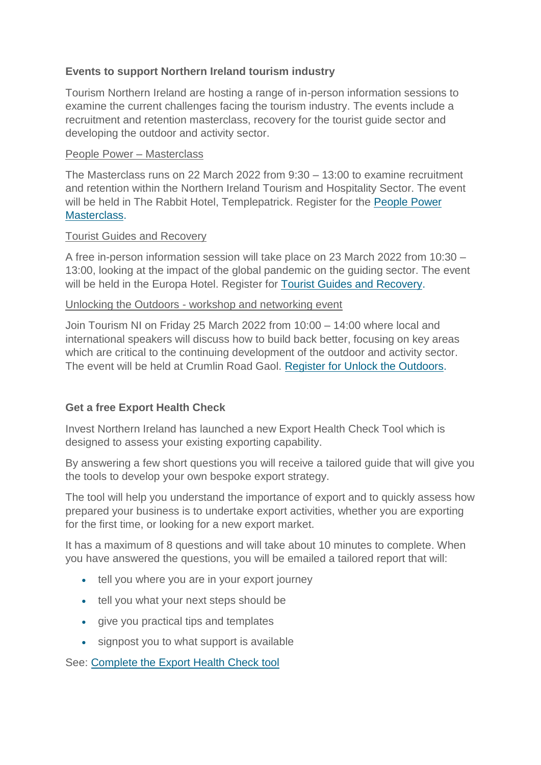**Events to support Northern Ireland tourism industry**

Tourism Northern Ireland are hosting a range of in-person information sessions to examine the current challenges facing the tourism industry. The events include a recruitment and retention masterclass, recovery for the tourist guide sector and developing the outdoor and activity sector.

People Power – Masterclass

The Masterclass runs on 22 March 2022 from 9:30 – 13:00 to examine recruitment and retention within the Northern Ireland Tourism and Hospitality Sector. The event will be held in The Rabbit Hotel, Templepatrick. Register for the People Power Masterclass.

Tourist Guides and Recovery

A free in-person information session will take place on 23 March 2022 from 10:30 – 13:00, looking at the impact of the global pandemic on the guiding sector. The event will be held in the Europa Hotel. Register for Tourist Guides and Recovery.

Unlocking the Outdoors - workshop and networking event

Join Tourism NI on Friday 25 March 2022 from 10:00 – 14:00 where local and international speakers will discuss how to build back better, focusing on key areas which are critical to the continuing development of the outdoor and activity sector. The event will be held at Crumlin Road Gaol. Register for Unlock the Outdoors.

**Get a free Export Health Check**

Invest Northern Ireland has launched a new Export Health Check Tool which is designed to assess your existing exporting capability.

By answering a few short questions you will receive a tailored guide that will give you the tools to develop your own bespoke export strategy.

The tool will help you understand the importance of export and to quickly assess how prepared your business is to undertake export activities, whether you are exporting for the first time, or looking for a new export market.

It has a maximum of 8 questions and will take about 10 minutes to complete. When you have answered the questions, you will be emailed a tailored report that will:

- tell you where you are in your export journey
- tell you what your next steps should be
- give you practical tips and templates
- signpost you to what support is available

See: Complete the Export Health Check tool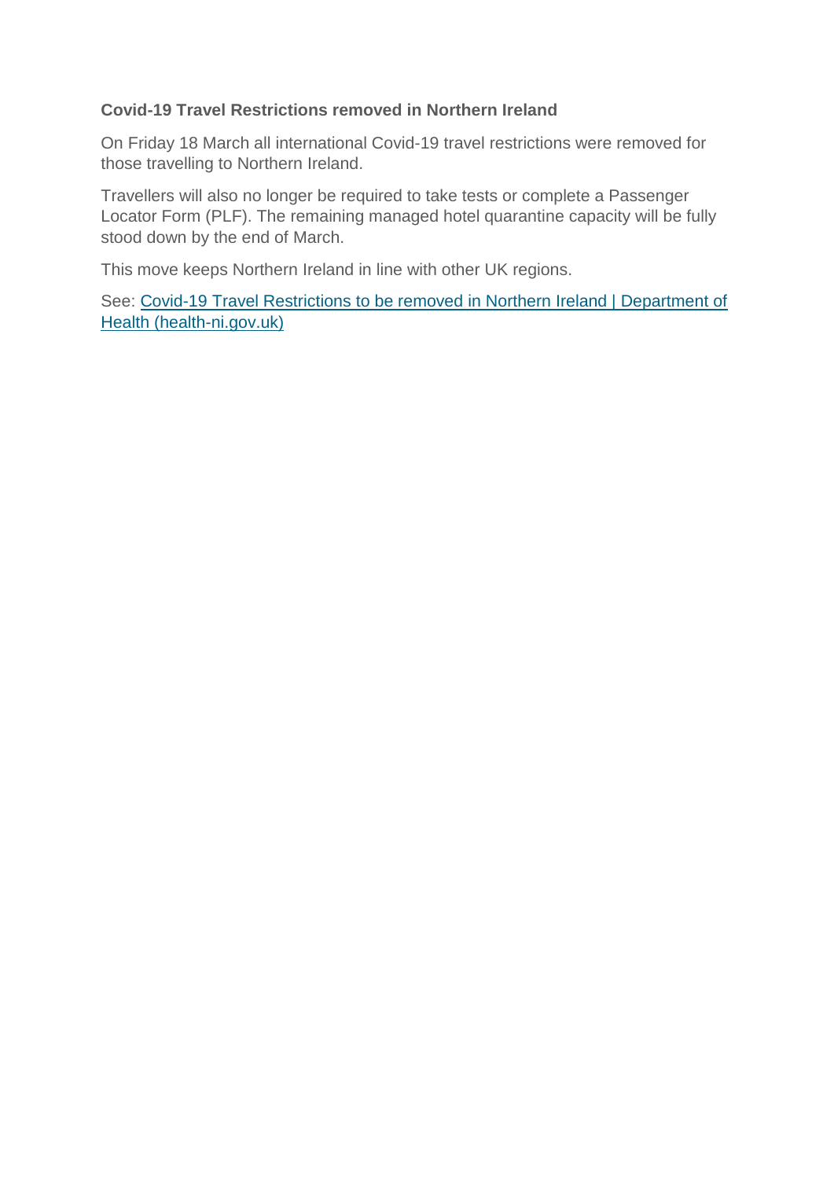**Covid-19 Travel Restrictions removed in Northern Ireland**

On Friday 18 March all international Covid-19 travel restrictions were removed for those travelling to Northern Ireland.

Travellers will also no longer be required to take tests or complete a Passenger Locator Form (PLF). The remaining managed hotel quarantine capacity will be fully stood down by the end of March.

This move keeps Northern Ireland in line with other UK regions.

See: Covid-19 Travel Restrictions to be removed in Northern Ireland | Department of Health (health-ni.gov.uk)